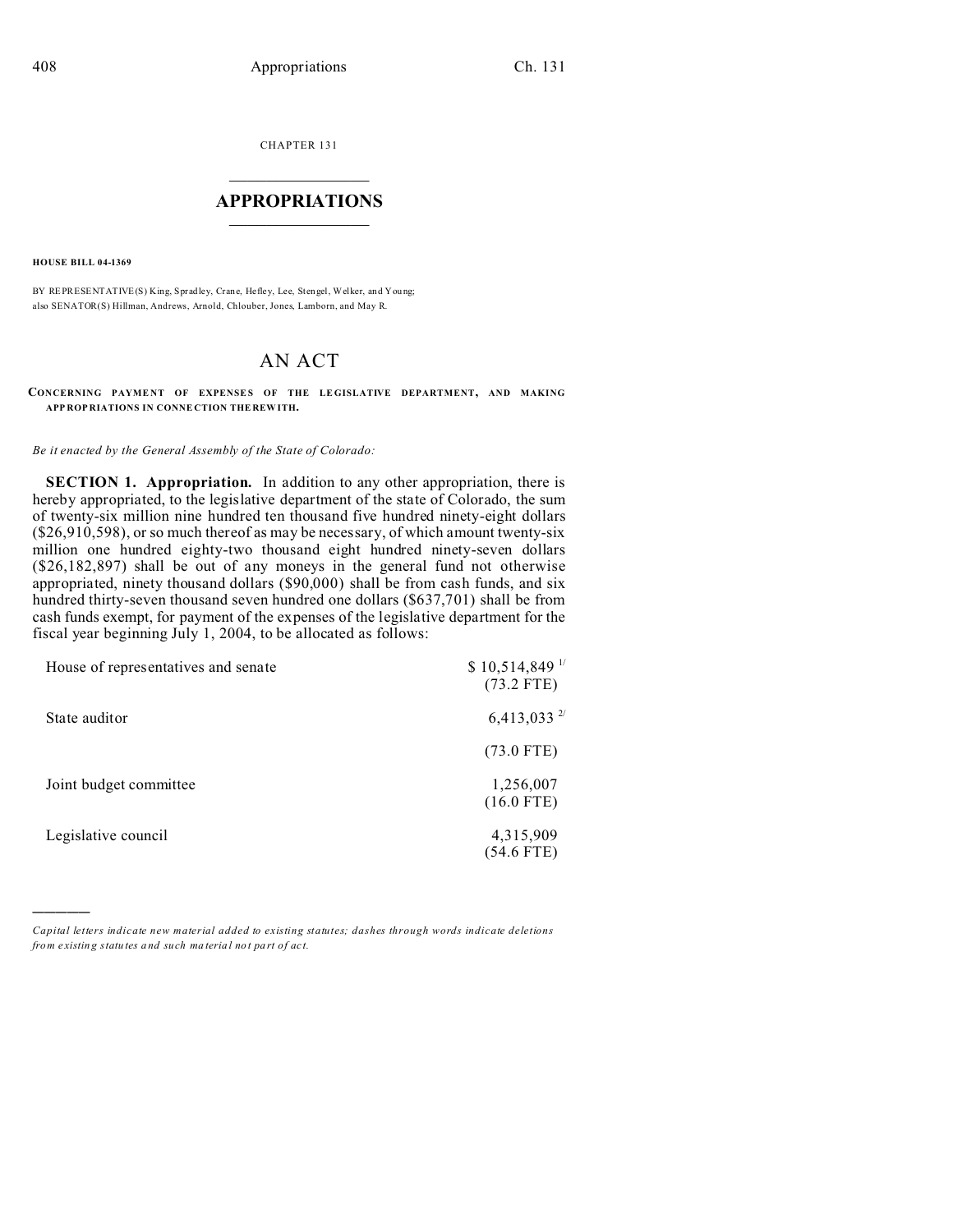CHAPTER 131

# APPROPRIATIONS

**HOUSE BILL 04-1369**

BY REPRESENTATIVE(S) King, Spradley, Crane, Hefley, Lee, Stengel, Welker, and Young;
also SENATOR(S) Hillman, Andrews, Arnold, Chlouber, Jones, Lamborn, and May R.

## AN ACT

**CONCERNING PAYMENT OF EXPENSES OF THE LEGISLATIVE DEPARTMENT, AND MAKING APPROPRIATIONS IN CONNECTION THEREWITH.**

*Be it enacted by the General Assembly of the State of Colorado:*

**SECTION 1. Appropriation.** In addition to any other appropriation, there is hereby appropriated, to the legislative department of the state of Colorado, the sum of twenty-six million nine hundred ten thousand five hundred ninety-eight dollars ($26,910,598), or so much thereof as may be necessary, of which amount twenty-six million one hundred eighty-two thousand eight hundred ninety-seven dollars ($26,182,897) shall be out of any moneys in the general fund not otherwise appropriated, ninety thousand dollars ($90,000) shall be from cash funds, and six hundred thirty-seven thousand seven hundred one dollars ($637,701) shall be from cash funds exempt, for payment of the expenses of the legislative department for the fiscal year beginning July 1, 2004, to be allocated as follows:

| | |
|---|---|
| House of representatives and senate | $ 10,514,849 [1/] (73.2 FTE) |
| State auditor | 6,413,033 [2/] (73.0 FTE) |
| Joint budget committee | 1,256,007 (16.0 FTE) |
| Legislative council | 4,315,909 (54.6 FTE) |

*Capital letters indicate new material added to existing statutes; dashes through words indicate deletions from existing statutes and such material not part of act.*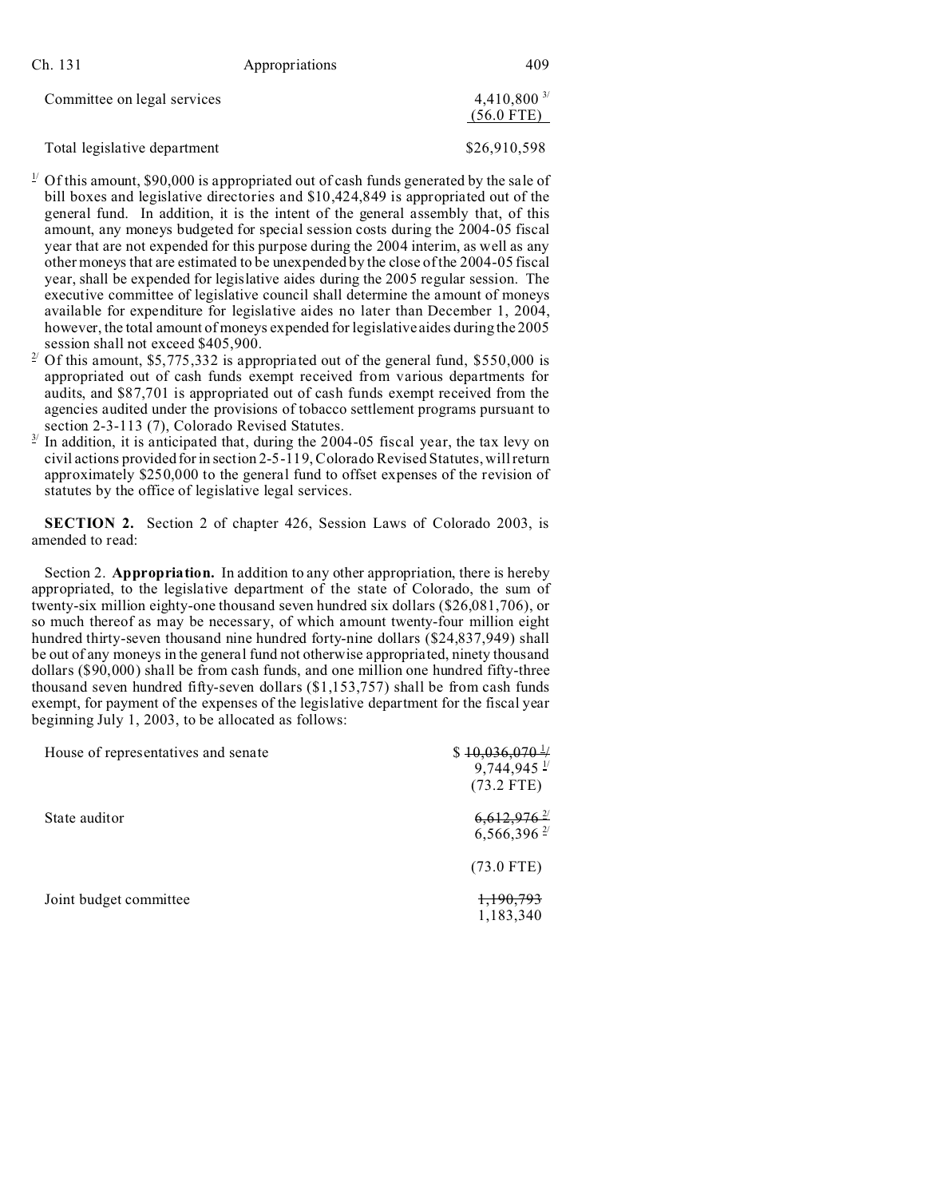| | |
|---|---|
| Committee on legal services | 4,410,800 [3/] |
| | (56.0 FTE) |
| Total legislative department | $26,910,598 |

[1/] Of this amount, $90,000 is appropriated out of cash funds generated by the sale of bill boxes and legislative directories and $10,424,849 is appropriated out of the general fund. In addition, it is the intent of the general assembly that, of this amount, any moneys budgeted for special session costs during the 2004-05 fiscal year that are not expended for this purpose during the 2004 interim, as well as any other moneys that are estimated to be unexpended by the close of the 2004-05 fiscal year, shall be expended for legislative aides during the 2005 regular session. The executive committee of legislative council shall determine the amount of moneys available for expenditure for legislative aides no later than December 1, 2004, however, the total amount of moneys expended for legislative aides during the 2005 session shall not exceed $405,900.

[2/] Of this amount, $5,775,332 is appropriated out of the general fund, $550,000 is appropriated out of cash funds exempt received from various departments for audits, and $87,701 is appropriated out of cash funds exempt received from the agencies audited under the provisions of tobacco settlement programs pursuant to section 2-3-113 (7), Colorado Revised Statutes.

[3/] In addition, it is anticipated that, during the 2004-05 fiscal year, the tax levy on civil actions provided for in section 2-5-119, Colorado Revised Statutes, will return approximately $250,000 to the general fund to offset expenses of the revision of statutes by the office of legislative legal services.

**SECTION 2.** Section 2 of chapter 426, Session Laws of Colorado 2003, is amended to read:

Section 2. **Appropriation.** In addition to any other appropriation, there is hereby appropriated, to the legislative department of the state of Colorado, the sum of twenty-six million eighty-one thousand seven hundred six dollars ($26,081,706), or so much thereof as may be necessary, of which amount twenty-four million eight hundred thirty-seven thousand nine hundred forty-nine dollars ($24,837,949) shall be out of any moneys in the general fund not otherwise appropriated, ninety thousand dollars ($90,000) shall be from cash funds, and one million one hundred fifty-three thousand seven hundred fifty-seven dollars ($1,153,757) shall be from cash funds exempt, for payment of the expenses of the legislative department for the fiscal year beginning July 1, 2003, to be allocated as follows:

| | |
|---|---|
| House of representatives and senate | $ ~~10,036,070~~ [1/] |
| | 9,744,945 [1/] |
| | (73.2 FTE) |
| State auditor | ~~6,612,976~~ [2/] |
| | 6,566,396 [2/] |
| | (73.0 FTE) |
| Joint budget committee | ~~1,190,793~~ |
| | 1,183,340 |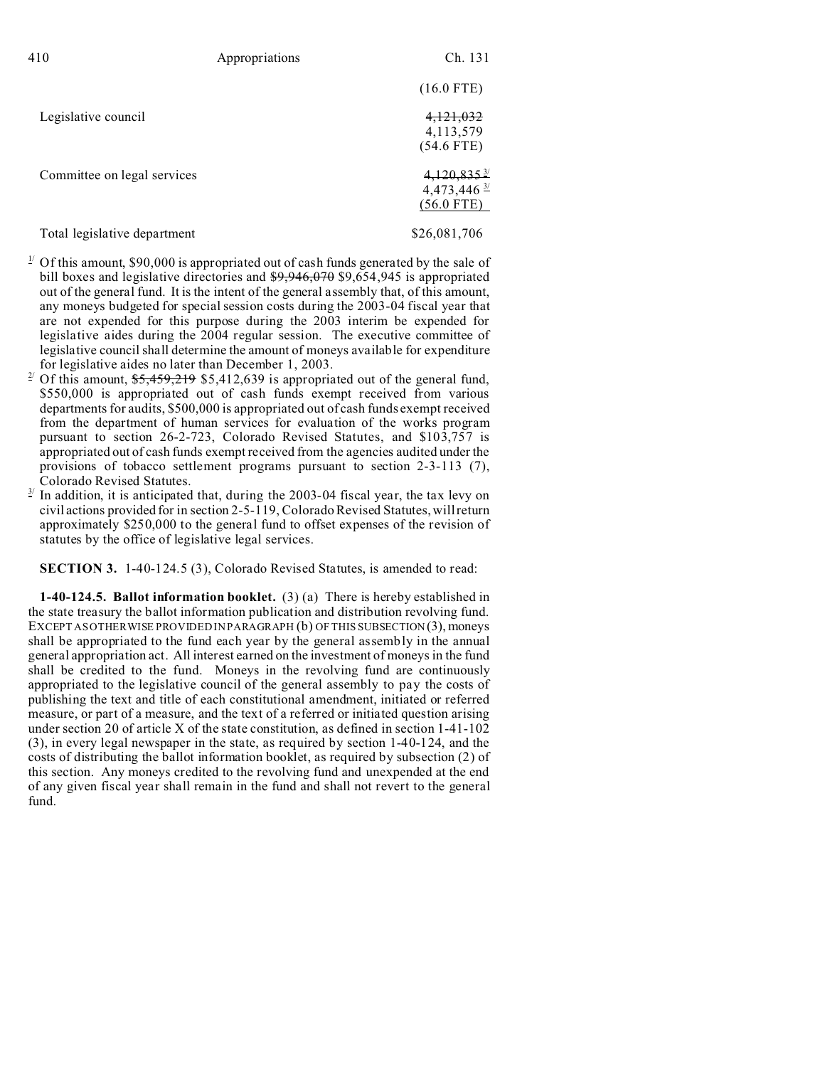| | |
|---|---|
| | (16.0 FTE) |
| Legislative council | ~~4,121,032~~ |
| | 4,113,579 |
| | (54.6 FTE) |
| Committee on legal services | ~~4,120,835~~ [3] |
| | 4,473,446 [3] |
| | (56.0 FTE) |
| Total legislative department | $26,081,706 |

[1] Of this amount, $90,000 is appropriated out of cash funds generated by the sale of bill boxes and legislative directories and ~~$9,946,070~~ $9,654,945 is appropriated out of the general fund. It is the intent of the general assembly that, of this amount, any moneys budgeted for special session costs during the 2003-04 fiscal year that are not expended for this purpose during the 2003 interim be expended for legislative aides during the 2004 regular session. The executive committee of legislative council shall determine the amount of moneys available for expenditure for legislative aides no later than December 1, 2003.

[2] Of this amount, ~~$5,459,219~~ $5,412,639 is appropriated out of the general fund, $550,000 is appropriated out of cash funds exempt received from various departments for audits, $500,000 is appropriated out of cash funds exempt received from the department of human services for evaluation of the works program pursuant to section 26-2-723, Colorado Revised Statutes, and $103,757 is appropriated out of cash funds exempt received from the agencies audited under the provisions of tobacco settlement programs pursuant to section 2-3-113 (7), Colorado Revised Statutes.

[3] In addition, it is anticipated that, during the 2003-04 fiscal year, the tax levy on civil actions provided for in section 2-5-119, Colorado Revised Statutes, will return approximately $250,000 to the general fund to offset expenses of the revision of statutes by the office of legislative legal services.

**SECTION 3.** 1-40-124.5 (3), Colorado Revised Statutes, is amended to read:

**1-40-124.5. Ballot information booklet.** (3) (a) There is hereby established in the state treasury the ballot information publication and distribution revolving fund. EXCEPT AS OTHERWISE PROVIDED IN PARAGRAPH (b) OF THIS SUBSECTION (3), moneys shall be appropriated to the fund each year by the general assembly in the annual general appropriation act. All interest earned on the investment of moneys in the fund shall be credited to the fund. Moneys in the revolving fund are continuously appropriated to the legislative council of the general assembly to pay the costs of publishing the text and title of each constitutional amendment, initiated or referred measure, or part of a measure, and the text of a referred or initiated question arising under section 20 of article X of the state constitution, as defined in section 1-41-102 (3), in every legal newspaper in the state, as required by section 1-40-124, and the costs of distributing the ballot information booklet, as required by subsection (2) of this section. Any moneys credited to the revolving fund and unexpended at the end of any given fiscal year shall remain in the fund and shall not revert to the general fund.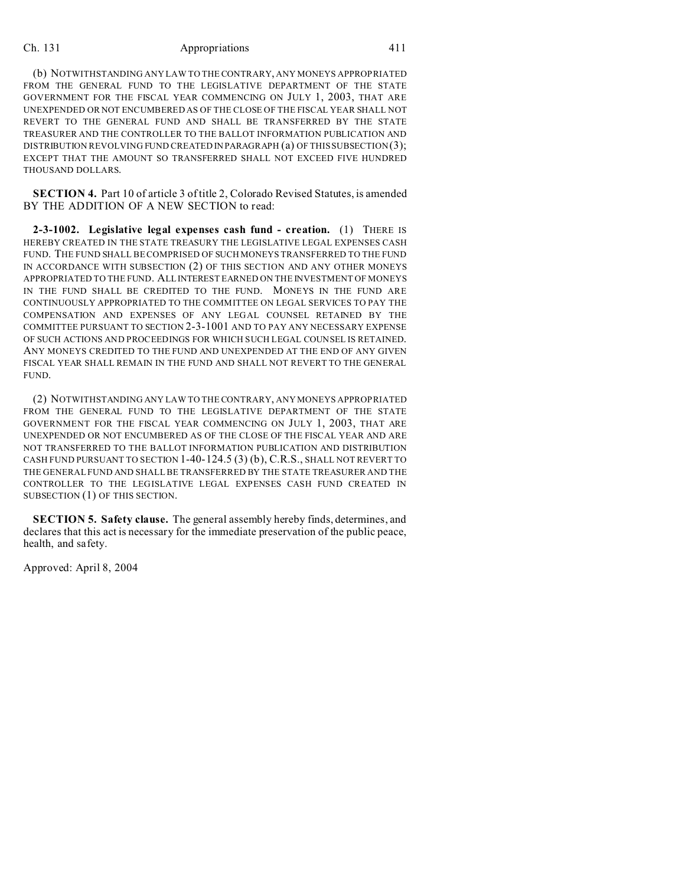(b) NOTWITHSTANDING ANY LAW TO THE CONTRARY, ANY MONEYS APPROPRIATED FROM THE GENERAL FUND TO THE LEGISLATIVE DEPARTMENT OF THE STATE GOVERNMENT FOR THE FISCAL YEAR COMMENCING ON JULY 1, 2003, THAT ARE UNEXPENDED OR NOT ENCUMBERED AS OF THE CLOSE OF THE FISCAL YEAR SHALL NOT REVERT TO THE GENERAL FUND AND SHALL BE TRANSFERRED BY THE STATE TREASURER AND THE CONTROLLER TO THE BALLOT INFORMATION PUBLICATION AND DISTRIBUTION REVOLVING FUND CREATED IN PARAGRAPH (a) OF THIS SUBSECTION (3); EXCEPT THAT THE AMOUNT SO TRANSFERRED SHALL NOT EXCEED FIVE HUNDRED THOUSAND DOLLARS.

**SECTION 4.** Part 10 of article 3 of title 2, Colorado Revised Statutes, is amended BY THE ADDITION OF A NEW SECTION to read:

**2-3-1002. Legislative legal expenses cash fund - creation.** (1) THERE IS HEREBY CREATED IN THE STATE TREASURY THE LEGISLATIVE LEGAL EXPENSES CASH FUND. THE FUND SHALL BE COMPRISED OF SUCH MONEYS TRANSFERRED TO THE FUND IN ACCORDANCE WITH SUBSECTION (2) OF THIS SECTION AND ANY OTHER MONEYS APPROPRIATED TO THE FUND. ALL INTEREST EARNED ON THE INVESTMENT OF MONEYS IN THE FUND SHALL BE CREDITED TO THE FUND. MONEYS IN THE FUND ARE CONTINUOUSLY APPROPRIATED TO THE COMMITTEE ON LEGAL SERVICES TO PAY THE COMPENSATION AND EXPENSES OF ANY LEGAL COUNSEL RETAINED BY THE COMMITTEE PURSUANT TO SECTION 2-3-1001 AND TO PAY ANY NECESSARY EXPENSE OF SUCH ACTIONS AND PROCEEDINGS FOR WHICH SUCH LEGAL COUNSEL IS RETAINED. ANY MONEYS CREDITED TO THE FUND AND UNEXPENDED AT THE END OF ANY GIVEN FISCAL YEAR SHALL REMAIN IN THE FUND AND SHALL NOT REVERT TO THE GENERAL FUND.

(2) NOTWITHSTANDING ANY LAW TO THE CONTRARY, ANY MONEYS APPROPRIATED FROM THE GENERAL FUND TO THE LEGISLATIVE DEPARTMENT OF THE STATE GOVERNMENT FOR THE FISCAL YEAR COMMENCING ON JULY 1, 2003, THAT ARE UNEXPENDED OR NOT ENCUMBERED AS OF THE CLOSE OF THE FISCAL YEAR AND ARE NOT TRANSFERRED TO THE BALLOT INFORMATION PUBLICATION AND DISTRIBUTION CASH FUND PURSUANT TO SECTION 1-40-124.5 (3) (b), C.R.S., SHALL NOT REVERT TO THE GENERAL FUND AND SHALL BE TRANSFERRED BY THE STATE TREASURER AND THE CONTROLLER TO THE LEGISLATIVE LEGAL EXPENSES CASH FUND CREATED IN SUBSECTION (1) OF THIS SECTION.

**SECTION 5. Safety clause.** The general assembly hereby finds, determines, and declares that this act is necessary for the immediate preservation of the public peace, health, and safety.

Approved: April 8, 2004